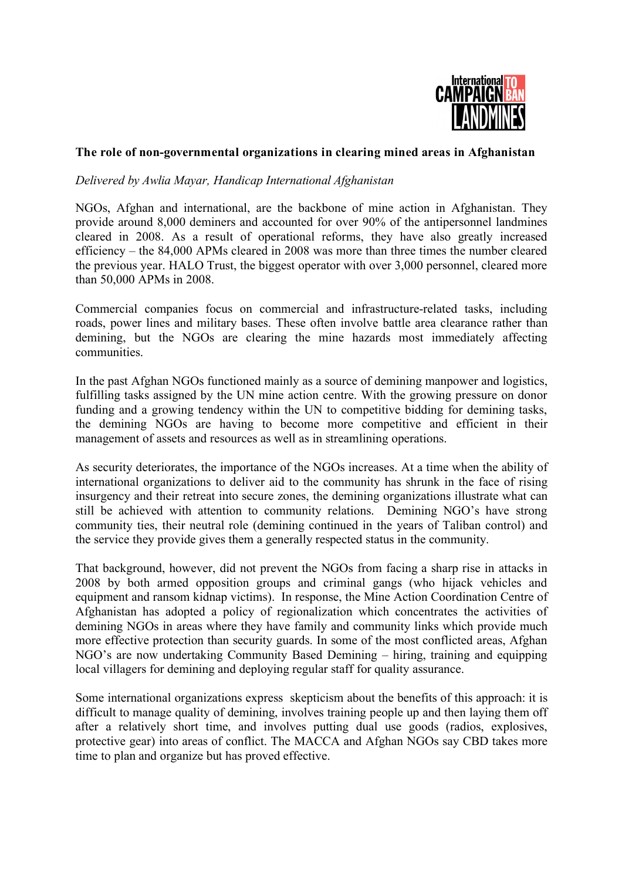**The role of non-governmental organizations in clearing mined areas in Afghanistan**

*Delivered by Awlia Mayar, Handicap International Afghanistan*

NGOs, Afghan and international, are the backbone of mine action in Afghanistan. They provide around 8,000 deminers and accounted for over 90% of the antipersonnel landmines cleared in 2008. As a result of operational reforms, they have also greatly increased efficiency – the 84,000 APMs cleared in 2008 was more than three times the number cleared the previous year. HALO Trust, the biggest operator with over 3,000 personnel, cleared more than 50,000 APMs in 2008.

Commercial companies focus on commercial and infrastructure-related tasks, including roads, power lines and military bases. These often involve battle area clearance rather than demining, but the NGOs are clearing the mine hazards most immediately affecting communities.

In the past Afghan NGOs functioned mainly as a source of demining manpower and logistics, fulfilling tasks assigned by the UN mine action centre. With the growing pressure on donor funding and a growing tendency within the UN to competitive bidding for demining tasks, the demining NGOs are having to become more competitive and efficient in their management of assets and resources as well as in streamlining operations.

As security deteriorates, the importance of the NGOs increases. At a time when the ability of international organizations to deliver aid to the community has shrunk in the face of rising insurgency and their retreat into secure zones, the demining organizations illustrate what can still be achieved with attention to community relations. Demining NGO's have strong community ties, their neutral role (demining continued in the years of Taliban control) and the service they provide gives them a generally respected status in the community.

That background, however, did not prevent the NGOs from facing a sharp rise in attacks in 2008 by both armed opposition groups and criminal gangs (who hijack vehicles and equipment and ransom kidnap victims). In response, the Mine Action Coordination Centre of Afghanistan has adopted a policy of regionalization which concentrates the activities of demining NGOs in areas where they have family and community links which provide much more effective protection than security guards. In some of the most conflicted areas, Afghan NGO's are now undertaking Community Based Demining – hiring, training and equipping local villagers for demining and deploying regular staff for quality assurance.

Some international organizations express skepticism about the benefits of this approach: it is difficult to manage quality of demining, involves training people up and then laying them off after a relatively short time, and involves putting dual use goods (radios, explosives, protective gear) into areas of conflict. The MACCA and Afghan NGOs say CBD takes more time to plan and organize but has proved effective.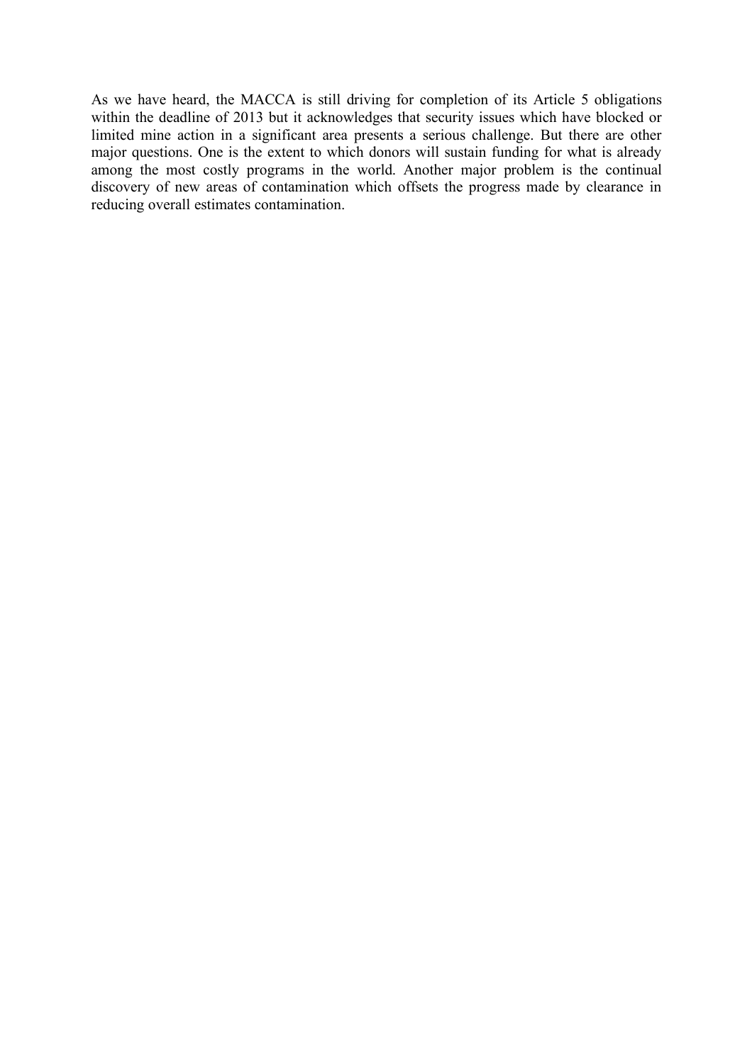As we have heard, the MACCA is still driving for completion of its Article 5 obligations within the deadline of 2013 but it acknowledges that security issues which have blocked or limited mine action in a significant area presents a serious challenge. But there are other major questions. One is the extent to which donors will sustain funding for what is already among the most costly programs in the world. Another major problem is the continual discovery of new areas of contamination which offsets the progress made by clearance in reducing overall estimates contamination.